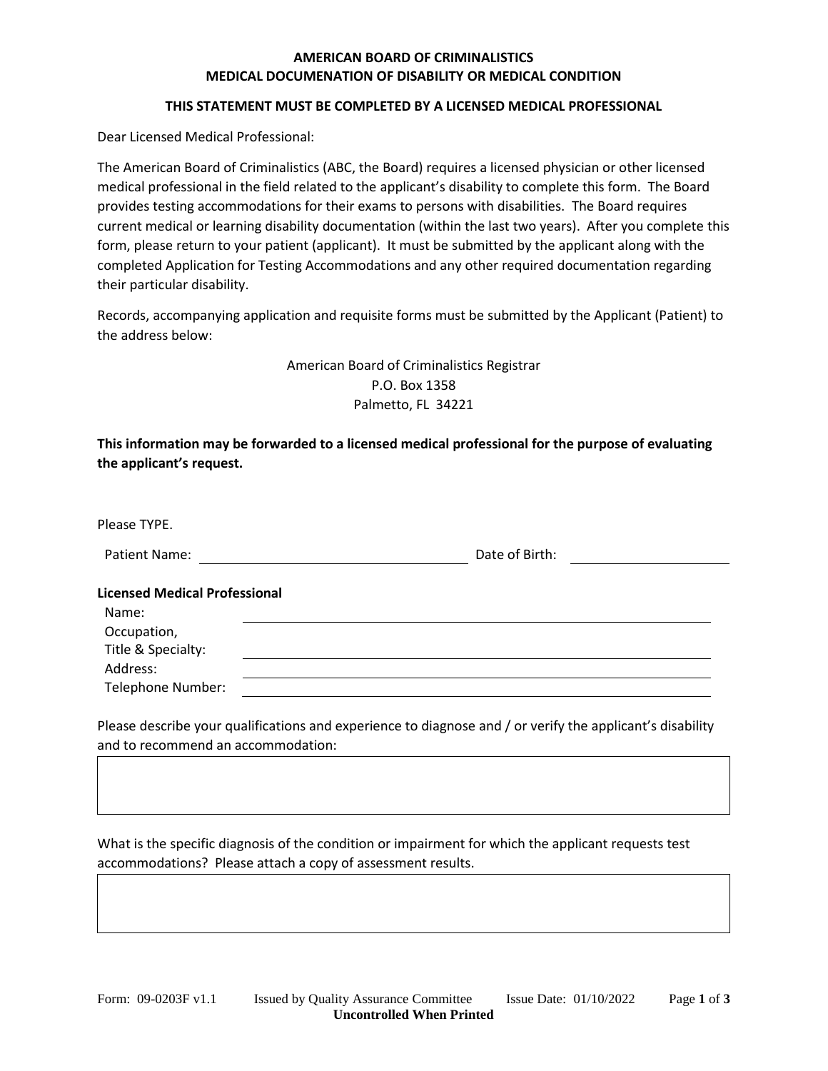# AMERICAN BOARD OF CRIMINALISTICS
# MEDICAL DOCUMENATION OF DISABILITY OR MEDICAL CONDITION

**THIS STATEMENT MUST BE COMPLETED BY A LICENSED MEDICAL PROFESSIONAL**

Dear Licensed Medical Professional:

The American Board of Criminalistics (ABC, the Board) requires a licensed physician or other licensed medical professional in the field related to the applicant's disability to complete this form. The Board provides testing accommodations for their exams to persons with disabilities. The Board requires current medical or learning disability documentation (within the last two years). After you complete this form, please return to your patient (applicant). It must be submitted by the applicant along with the completed Application for Testing Accommodations and any other required documentation regarding their particular disability.

Records, accompanying application and requisite forms must be submitted by the Applicant (Patient) to the address below:

American Board of Criminalistics Registrar
P.O. Box 1358
Palmetto, FL 34221

**This information may be forwarded to a licensed medical professional for the purpose of evaluating the applicant's request.**

Please TYPE.

Patient Name: ______________________ Date of Birth: ______________

**Licensed Medical Professional**

Name: ______________________

Occupation, Title & Specialty: ______________________

Address: ______________________

Telephone Number: ______________________

Please describe your qualifications and experience to diagnose and / or verify the applicant's disability and to recommend an accommodation:

| |
|---|
| |

What is the specific diagnosis of the condition or impairment for which the applicant requests test accommodations? Please attach a copy of assessment results.

| |
|---|
| |

Form: 09-0203F v1.1 Issued by Quality Assurance Committee Issue Date: 01/10/2022

**Uncontrolled When Printed**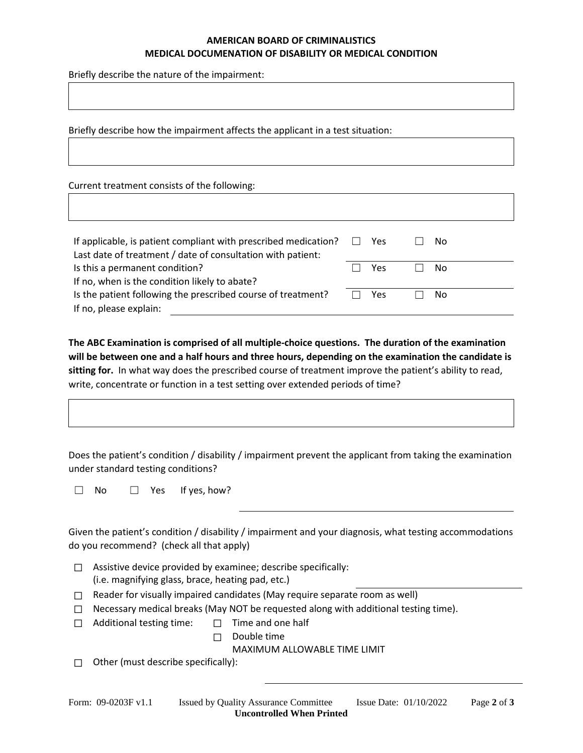**AMERICAN BOARD OF CRIMINALISTICS**
**MEDICAL DOCUMENATION OF DISABILITY OR MEDICAL CONDITION**

Briefly describe the nature of the impairment:

Briefly describe how the impairment affects the applicant in a test situation:

Current treatment consists of the following:

If applicable, is patient compliant with prescribed medication? ☐ Yes ☐ No

Last date of treatment / date of consultation with patient: \_\_\_\_\_\_\_\_\_\_\_\_\_\_\_\_

Is this a permanent condition? ☐ Yes ☐ No

If no, when is the condition likely to abate? \_\_\_\_\_\_\_\_\_\_\_\_\_\_\_\_

Is the patient following the prescribed course of treatment? ☐ Yes ☐ No

If no, please explain: \_\_\_\_\_\_\_\_\_\_\_\_\_\_\_\_

**The ABC Examination is comprised of all multiple-choice questions. The duration of the examination will be between one and a half hours and three hours, depending on the examination the candidate is sitting for.** In what way does the prescribed course of treatment improve the patient's ability to read, write, concentrate or function in a test setting over extended periods of time?

Does the patient's condition / disability / impairment prevent the applicant from taking the examination under standard testing conditions?

☐ No ☐ Yes If yes, how? \_\_\_\_\_\_\_\_\_\_\_\_\_\_\_\_

Given the patient's condition / disability / impairment and your diagnosis, what testing accommodations do you recommend? (check all that apply)

- ☐ Assistive device provided by examinee; describe specifically: (i.e. magnifying glass, brace, heating pad, etc.) \_\_\_\_\_\_\_\_\_\_\_\_\_\_\_\_
- ☐ Reader for visually impaired candidates (May require separate room as well)
- ☐ Necessary medical breaks (May NOT be requested along with additional testing time).
- ☐ Additional testing time:
  - ☐ Time and one half
  - ☐ Double time
  - MAXIMUM ALLOWABLE TIME LIMIT
- ☐ Other (must describe specifically): \_\_\_\_\_\_\_\_\_\_\_\_\_\_\_\_

Form: 09-0203F v1.1 Issued by Quality Assurance Committee Issue Date: 01/10/2022

**Uncontrolled When Printed**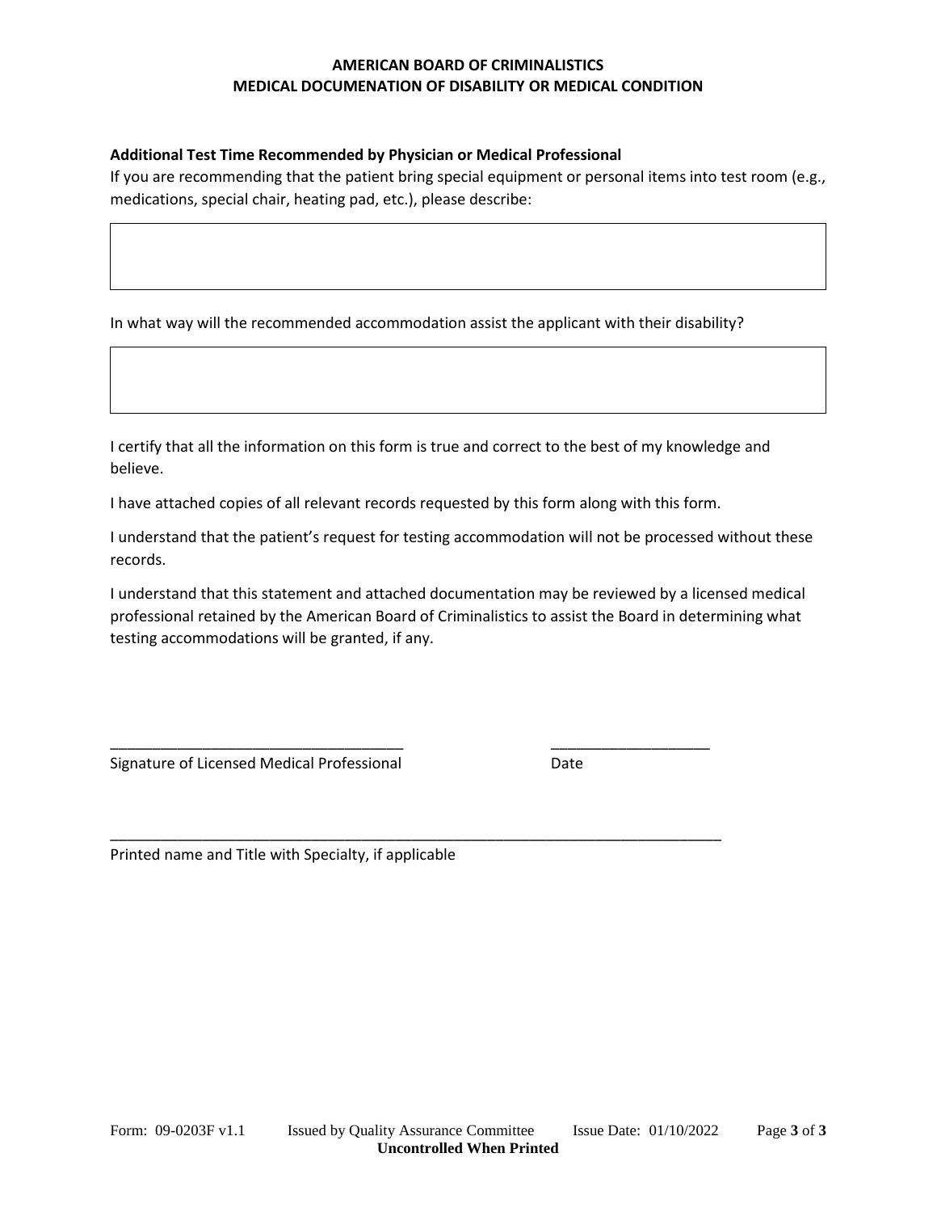**AMERICAN BOARD OF CRIMINALISTICS**
**MEDICAL DOCUMENATION OF DISABILITY OR MEDICAL CONDITION**

**Additional Test Time Recommended by Physician or Medical Professional**

If you are recommending that the patient bring special equipment or personal items into test room (e.g., medications, special chair, heating pad, etc.), please describe:

| |
|---|
| |

In what way will the recommended accommodation assist the applicant with their disability?

| |
|---|
| |

I certify that all the information on this form is true and correct to the best of my knowledge and believe.

I have attached copies of all relevant records requested by this form along with this form.

I understand that the patient's request for testing accommodation will not be processed without these records.

I understand that this statement and attached documentation may be reviewed by a licensed medical professional retained by the American Board of Criminalistics to assist the Board in determining what testing accommodations will be granted, if any.

___________________________________ ___________________

Signature of Licensed Medical Professional Date

_____________________________________________________________________________

Printed name and Title with Specialty, if applicable

Form: 09-0203F v1.1 Issued by Quality Assurance Committee Issue Date: 01/10/2022

**Uncontrolled When Printed**